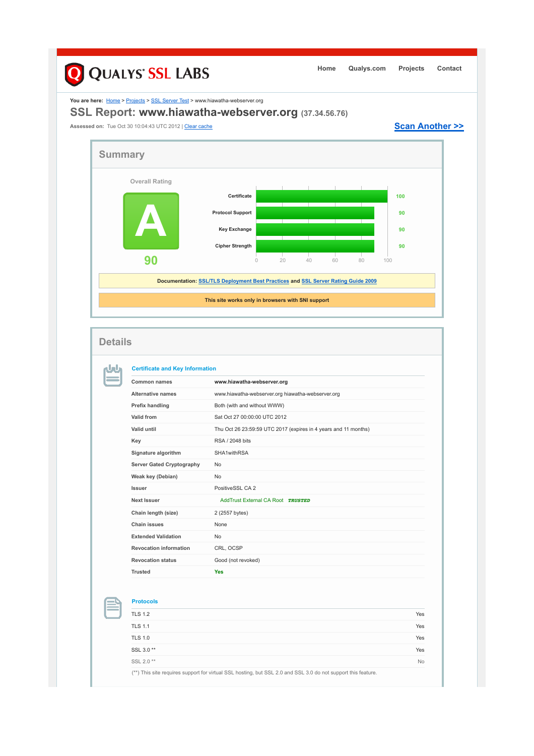# QUALYS SSL LABS

Home | Qualys.com | Projects | Contact

**You are here:** Home > Projects > SSL Server Test > www.hiawatha-webserver.org

## SSL Report: www.hiawatha-webserver.org (37.34.56.76)

**Assessed on:** Tue Oct 30 10:04:43 UTC 2012 | Clear cache

**Scan Another >>**

## Summary

Overall Rating

**A**

**90**

| | Score |
|---|---|
| Certificate | 100 |
| Protocol Support | 90 |
| Key Exchange | 90 |
| Cipher Strength | 90 |

0 20 40 60 80 100

**Documentation: SSL/TLS Deployment Best Practices and SSL Server Rating Guide 2009**

**This site works only in browsers with SNI support**

## Details

### Certificate and Key Information

| | |
|---|---|
| **Common names** | **www.hiawatha-webserver.org** |
| **Alternative names** | www.hiawatha-webserver.org hiawatha-webserver.org |
| **Prefix handling** | Both (with and without WWW) |
| **Valid from** | Sat Oct 27 00:00:00 UTC 2012 |
| **Valid until** | Thu Oct 26 23:59:59 UTC 2017 (expires in 4 years and 11 months) |
| **Key** | RSA / 2048 bits |
| **Signature algorithm** | SHA1withRSA |
| **Server Gated Cryptography** | No |
| **Weak key (Debian)** | No |
| **Issuer** | PositiveSSL CA 2 |
| **Next Issuer** | AddTrust External CA Root ***TRUSTED*** |
| **Chain length (size)** | 2 (2557 bytes) |
| **Chain issues** | None |
| **Extended Validation** | No |
| **Revocation information** | CRL, OCSP |
| **Revocation status** | Good (not revoked) |
| **Trusted** | **Yes** |

### Protocols

| | |
|---|---|
| TLS 1.2 | Yes |
| TLS 1.1 | Yes |
| TLS 1.0 | Yes |
| SSL 3.0 ** | Yes |
| SSL 2.0 ** | No |

(**) This site requires support for virtual SSL hosting, but SSL 2.0 and SSL 3.0 do not support this feature.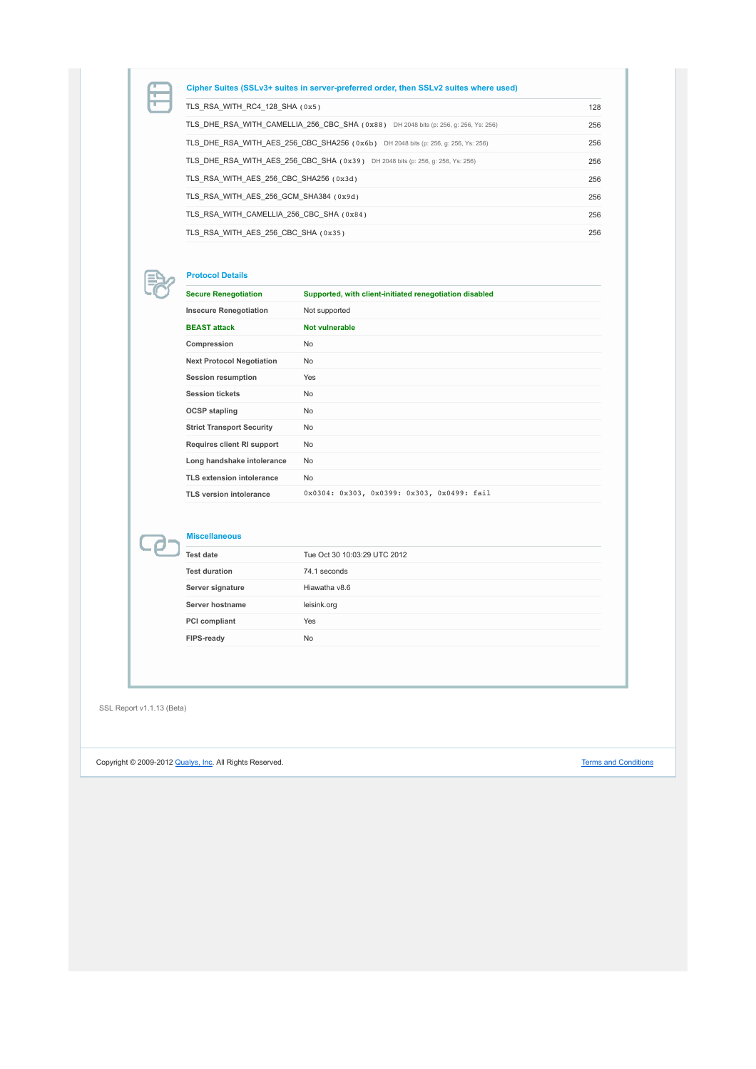### Cipher Suites (SSLv3+ suites in server-preferred order, then SSLv2 suites where used)

| | |
|---|---|
| TLS_RSA_WITH_RC4_128_SHA (0x5) | 128 |
| TLS_DHE_RSA_WITH_CAMELLIA_256_CBC_SHA (0x88) DH 2048 bits (p: 256, g: 256, Ys: 256) | 256 |
| TLS_DHE_RSA_WITH_AES_256_CBC_SHA256 (0x6b) DH 2048 bits (p: 256, g: 256, Ys: 256) | 256 |
| TLS_DHE_RSA_WITH_AES_256_CBC_SHA (0x39) DH 2048 bits (p: 256, g: 256, Ys: 256) | 256 |
| TLS_RSA_WITH_AES_256_CBC_SHA256 (0x3d) | 256 |
| TLS_RSA_WITH_AES_256_GCM_SHA384 (0x9d) | 256 |
| TLS_RSA_WITH_CAMELLIA_256_CBC_SHA (0x84) | 256 |
| TLS_RSA_WITH_AES_256_CBC_SHA (0x35) | 256 |

### Protocol Details

| | |
|---|---|
| **Secure Renegotiation** | **Supported, with client-initiated renegotiation disabled** |
| **Insecure Renegotiation** | Not supported |
| **BEAST attack** | **Not vulnerable** |
| **Compression** | No |
| **Next Protocol Negotiation** | No |
| **Session resumption** | Yes |
| **Session tickets** | No |
| **OCSP stapling** | No |
| **Strict Transport Security** | No |
| **Requires client RI support** | No |
| **Long handshake intolerance** | No |
| **TLS extension intolerance** | No |
| **TLS version intolerance** | 0x0304: 0x303, 0x0399: 0x303, 0x0499: fail |

### Miscellaneous

| | |
|---|---|
| **Test date** | Tue Oct 30 10:03:29 UTC 2012 |
| **Test duration** | 74.1 seconds |
| **Server signature** | Hiawatha v8.6 |
| **Server hostname** | leisink.org |
| **PCI compliant** | Yes |
| **FIPS-ready** | No |

SSL Report v1.1.13 (Beta)

Copyright © 2009-2012 Qualys, Inc. All Rights Reserved. Terms and Conditions